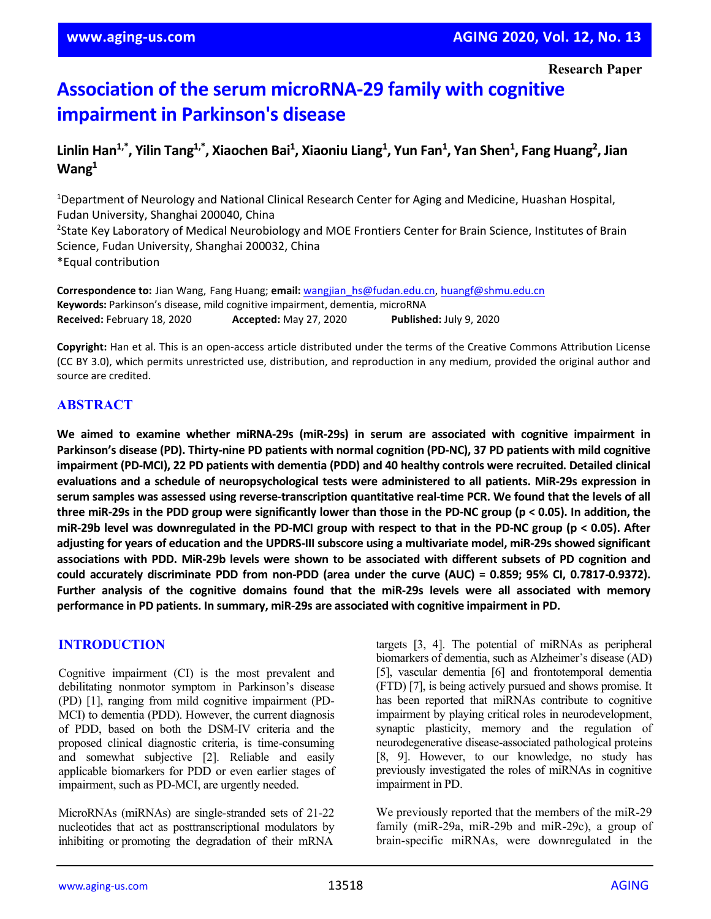Research Paper

# Association of the serum microRNA-29 family with cognitive impairment in Parkinson's disease

**Linlin Han[1,*], Yilin Tang[1,*], Xiaochen Bai[1], Xiaoniu Liang[1], Yun Fan[1], Yan Shen[1], Fang Huang[2], Jian Wang[1]**

[1]Department of Neurology and National Clinical Research Center for Aging and Medicine, Huashan Hospital, Fudan University, Shanghai 200040, China
[2]State Key Laboratory of Medical Neurobiology and MOE Frontiers Center for Brain Science, Institutes of Brain Science, Fudan University, Shanghai 200032, China
*Equal contribution

**Correspondence to:** Jian Wang, Fang Huang; **email:** wangjian_hs@fudan.edu.cn, huangf@shmu.edu.cn
**Keywords:** Parkinson's disease, mild cognitive impairment, dementia, microRNA
**Received:** February 18, 2020 **Accepted:** May 27, 2020 **Published:** July 9, 2020

**Copyright:** Han et al. This is an open-access article distributed under the terms of the Creative Commons Attribution License (CC BY 3.0), which permits unrestricted use, distribution, and reproduction in any medium, provided the original author and source are credited.

## ABSTRACT

**We aimed to examine whether miRNA-29s (miR-29s) in serum are associated with cognitive impairment in Parkinson's disease (PD). Thirty-nine PD patients with normal cognition (PD-NC), 37 PD patients with mild cognitive impairment (PD-MCI), 22 PD patients with dementia (PDD) and 40 healthy controls were recruited. Detailed clinical evaluations and a schedule of neuropsychological tests were administered to all patients. MiR-29s expression in serum samples was assessed using reverse-transcription quantitative real-time PCR. We found that the levels of all three miR-29s in the PDD group were significantly lower than those in the PD-NC group ($p < 0.05$). In addition, the miR-29b level was downregulated in the PD-MCI group with respect to that in the PD-NC group ($p < 0.05$). After adjusting for years of education and the UPDRS-III subscore using a multivariate model, miR-29s showed significant associations with PDD. MiR-29b levels were shown to be associated with different subsets of PD cognition and could accurately discriminate PDD from non-PDD (area under the curve (AUC) = 0.859; 95% CI, 0.7817-0.9372). Further analysis of the cognitive domains found that the miR-29s levels were all associated with memory performance in PD patients. In summary, miR-29s are associated with cognitive impairment in PD.**

## INTRODUCTION

Cognitive impairment (CI) is the most prevalent and debilitating nonmotor symptom in Parkinson's disease (PD) [1], ranging from mild cognitive impairment (PD-MCI) to dementia (PDD). However, the current diagnosis of PDD, based on both the DSM-IV criteria and the proposed clinical diagnostic criteria, is time-consuming and somewhat subjective [2]. Reliable and easily applicable biomarkers for PDD or even earlier stages of impairment, such as PD-MCI, are urgently needed.

MicroRNAs (miRNAs) are single-stranded sets of 21-22 nucleotides that act as posttranscriptional modulators by inhibiting or promoting the degradation of their mRNA targets [3, 4]. The potential of miRNAs as peripheral biomarkers of dementia, such as Alzheimer's disease (AD) [5], vascular dementia [6] and frontotemporal dementia (FTD) [7], is being actively pursued and shows promise. It has been reported that miRNAs contribute to cognitive impairment by playing critical roles in neurodevelopment, synaptic plasticity, memory and the regulation of neurodegenerative disease-associated pathological proteins [8, 9]. However, to our knowledge, no study has previously investigated the roles of miRNAs in cognitive impairment in PD.

We previously reported that the members of the miR-29 family (miR-29a, miR-29b and miR-29c), a group of brain-specific miRNAs, were downregulated in the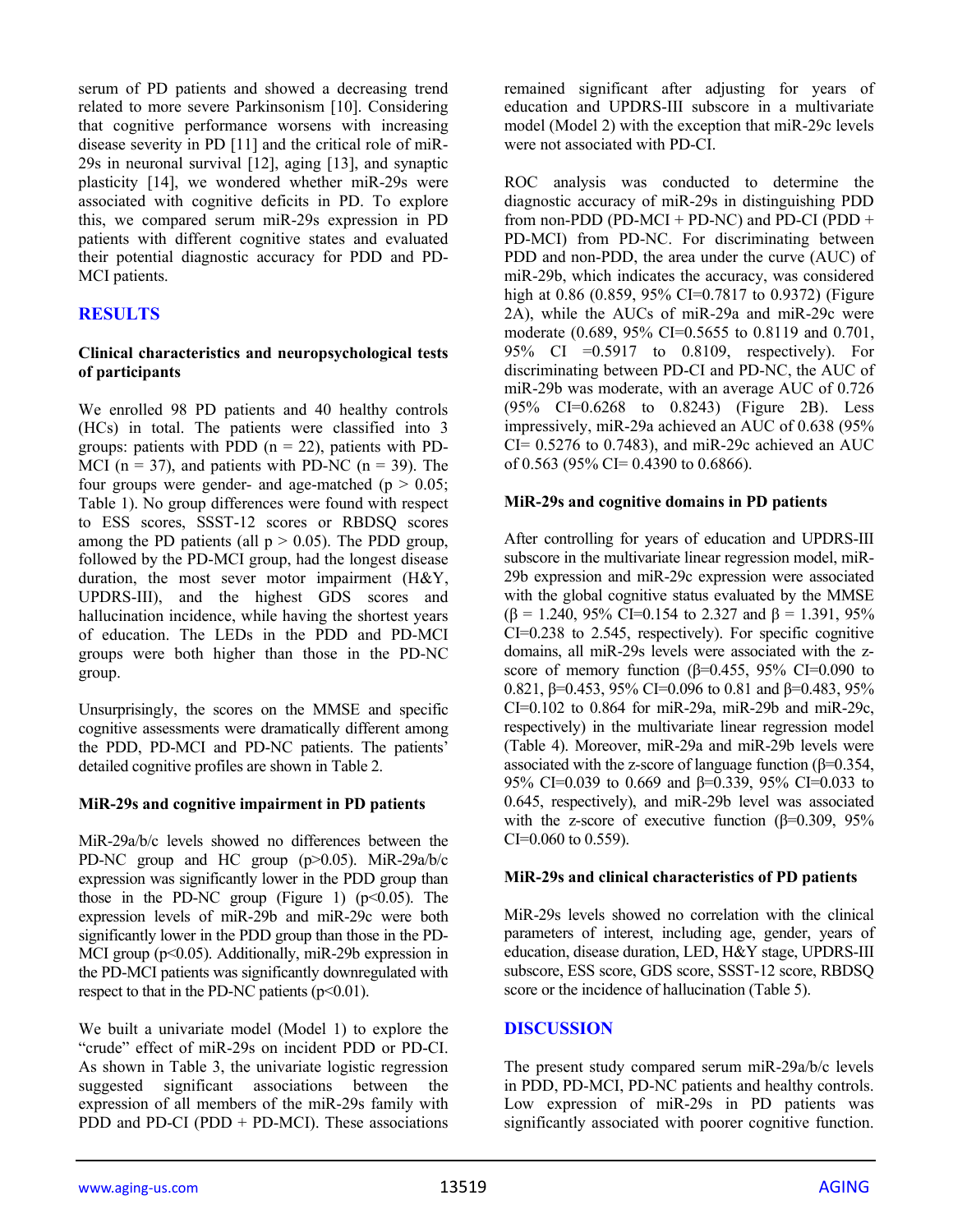serum of PD patients and showed a decreasing trend related to more severe Parkinsonism [10]. Considering that cognitive performance worsens with increasing disease severity in PD [11] and the critical role of miR-29s in neuronal survival [12], aging [13], and synaptic plasticity [14], we wondered whether miR-29s were associated with cognitive deficits in PD. To explore this, we compared serum miR-29s expression in PD patients with different cognitive states and evaluated their potential diagnostic accuracy for PDD and PD-MCI patients.

## RESULTS

### Clinical characteristics and neuropsychological tests of participants

We enrolled 98 PD patients and 40 healthy controls (HCs) in total. The patients were classified into 3 groups: patients with PDD (n = 22), patients with PD-MCI (n = 37), and patients with PD-NC (n = 39). The four groups were gender- and age-matched ($p > 0.05$; Table 1). No group differences were found with respect to ESS scores, SSST-12 scores or RBDSQ scores among the PD patients (all $p > 0.05$). The PDD group, followed by the PD-MCI group, had the longest disease duration, the most sever motor impairment (H&Y, UPDRS-III), and the highest GDS scores and hallucination incidence, while having the shortest years of education. The LEDs in the PDD and PD-MCI groups were both higher than those in the PD-NC group.

Unsurprisingly, the scores on the MMSE and specific cognitive assessments were dramatically different among the PDD, PD-MCI and PD-NC patients. The patients' detailed cognitive profiles are shown in Table 2.

### MiR-29s and cognitive impairment in PD patients

MiR-29a/b/c levels showed no differences between the PD-NC group and HC group ($p>0.05$). MiR-29a/b/c expression was significantly lower in the PDD group than those in the PD-NC group (Figure 1) ($p<0.05$). The expression levels of miR-29b and miR-29c were both significantly lower in the PDD group than those in the PD-MCI group ($p<0.05$). Additionally, miR-29b expression in the PD-MCI patients was significantly downregulated with respect to that in the PD-NC patients ($p<0.01$).

We built a univariate model (Model 1) to explore the "crude" effect of miR-29s on incident PDD or PD-CI. As shown in Table 3, the univariate logistic regression suggested significant associations between the expression of all members of the miR-29s family with PDD and PD-CI (PDD + PD-MCI). These associations remained significant after adjusting for years of education and UPDRS-III subscore in a multivariate model (Model 2) with the exception that miR-29c levels were not associated with PD-CI.

ROC analysis was conducted to determine the diagnostic accuracy of miR-29s in distinguishing PDD from non-PDD (PD-MCI + PD-NC) and PD-CI (PDD + PD-MCI) from PD-NC. For discriminating between PDD and non-PDD, the area under the curve (AUC) of miR-29b, which indicates the accuracy, was considered high at 0.86 (0.859, 95% CI=0.7817 to 0.9372) (Figure 2A), while the AUCs of miR-29a and miR-29c were moderate (0.689, 95% CI=0.5655 to 0.8119 and 0.701, 95% CI =0.5917 to 0.8109, respectively). For discriminating between PD-CI and PD-NC, the AUC of miR-29b was moderate, with an average AUC of 0.726 (95% CI=0.6268 to 0.8243) (Figure 2B). Less impressively, miR-29a achieved an AUC of 0.638 (95% CI= 0.5276 to 0.7483), and miR-29c achieved an AUC of 0.563 (95% CI= 0.4390 to 0.6866).

### MiR-29s and cognitive domains in PD patients

After controlling for years of education and UPDRS-III subscore in the multivariate linear regression model, miR-29b expression and miR-29c expression were associated with the global cognitive status evaluated by the MMSE ($\beta = 1.240$, 95% CI=0.154 to 2.327 and $\beta = 1.391$, 95% CI=0.238 to 2.545, respectively). For specific cognitive domains, all miR-29s levels were associated with the z-score of memory function ($\beta=0.455$, 95% CI=0.090 to 0.821, $\beta=0.453$, 95% CI=0.096 to 0.81 and $\beta=0.483$, 95% CI=0.102 to 0.864 for miR-29a, miR-29b and miR-29c, respectively) in the multivariate linear regression model (Table 4). Moreover, miR-29a and miR-29b levels were associated with the z-score of language function ($\beta=0.354$, 95% CI=0.039 to 0.669 and $\beta=0.339$, 95% CI=0.033 to 0.645, respectively), and miR-29b level was associated with the z-score of executive function ($\beta=0.309$, 95% CI=0.060 to 0.559).

### MiR-29s and clinical characteristics of PD patients

MiR-29s levels showed no correlation with the clinical parameters of interest, including age, gender, years of education, disease duration, LED, H&Y stage, UPDRS-III subscore, ESS score, GDS score, SSST-12 score, RBDSQ score or the incidence of hallucination (Table 5).

## DISCUSSION

The present study compared serum miR-29a/b/c levels in PDD, PD-MCI, PD-NC patients and healthy controls. Low expression of miR-29s in PD patients was significantly associated with poorer cognitive function.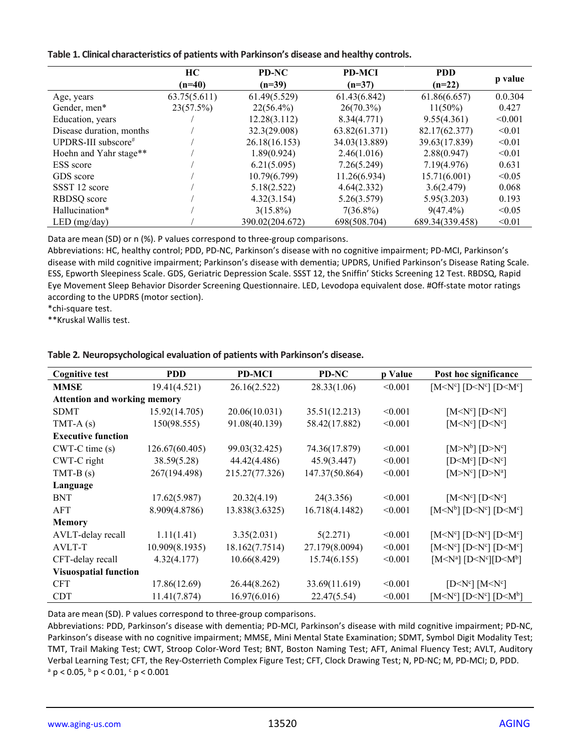**Table 1. Clinical characteristics of patients with Parkinson's disease and healthy controls.**

| | HC (n=40) | PD-NC (n=39) | PD-MCI (n=37) | PDD (n=22) | p value |
|---|---|---|---|---|---|
| Age, years | 63.75(5.611) | 61.49(5.529) | 61.43(6.842) | 61.86(6.657) | 0.0.304 |
| Gender, men* | 23(57.5%) | 22(56.4%) | 26(70.3%) | 11(50%) | 0.427 |
| Education, years | / | 12.28(3.112) | 8.34(4.771) | 9.55(4.361) | <0.001 |
| Disease duration, months | / | 32.3(29.008) | 63.82(61.371) | 82.17(62.377) | <0.01 |
| UPDRS-III subscore# | / | 26.18(16.153) | 34.03(13.889) | 39.63(17.839) | <0.01 |
| Hoehn and Yahr stage** | / | 1.89(0.924) | 2.46(1.016) | 2.88(0.947) | <0.01 |
| ESS score | / | 6.21(5.095) | 7.26(5.249) | 7.19(4.976) | 0.631 |
| GDS score | / | 10.79(6.799) | 11.26(6.934) | 15.71(6.001) | <0.05 |
| SSST 12 score | / | 5.18(2.522) | 4.64(2.332) | 3.6(2.479) | 0.068 |
| RBDSQ score | / | 4.32(3.154) | 5.26(3.579) | 5.95(3.203) | 0.193 |
| Hallucination* | / | 3(15.8%) | 7(36.8%) | 9(47.4%) | <0.05 |
| LED (mg/day) | / | 390.02(204.672) | 698(508.704) | 689.34(339.458) | <0.01 |

Data are mean (SD) or n (%). P values correspond to three-group comparisons.

Abbreviations: HC, healthy control; PDD, PD-NC, Parkinson's disease with no cognitive impairment; PD-MCI, Parkinson's disease with mild cognitive impairment; Parkinson's disease with dementia; UPDRS, Unified Parkinson's Disease Rating Scale. ESS, Epworth Sleepiness Scale. GDS, Geriatric Depression Scale. SSST 12, the Sniffin' Sticks Screening 12 Test. RBDSQ, Rapid Eye Movement Sleep Behavior Disorder Screening Questionnaire. LED, Levodopa equivalent dose. #Off-state motor ratings according to the UPDRS (motor section).

*chi-square test.

**Kruskal Wallis test.

**Table 2. Neuropsychological evaluation of patients with Parkinson's disease.**

| Cognitive test | PDD | PD-MCI | PD-NC | p Value | Post hoc significance |
|---|---|---|---|---|---|
| **MMSE** | 19.41(4.521) | 26.16(2.522) | 28.33(1.06) | <0.001 | [M<N[c]] [D<N[c]] [D<M[c]] |
| **Attention and working memory** | | | | | |
| SDMT | 15.92(14.705) | 20.06(10.031) | 35.51(12.213) | <0.001 | [M<N[c]] [D<N[c]] |
| TMT-A (s) | 150(98.555) | 91.08(40.139) | 58.42(17.882) | <0.001 | [M<N[c]] [D<N[c]] |
| **Executive function** | | | | | |
| CWT-C time (s) | 126.67(60.405) | 99.03(32.425) | 74.36(17.879) | <0.001 | [M>N[b]] [D>N[c]] |
| CWT-C right | 38.59(5.28) | 44.42(4.486) | 45.9(3.447) | <0.001 | [D<M[c]] [D<N[c]] |
| TMT-B (s) | 267(194.498) | 215.27(77.326) | 147.37(50.864) | <0.001 | [M>N[c]] [D>N[a]] |
| **Language** | | | | | |
| BNT | 17.62(5.987) | 20.32(4.19) | 24(3.356) | <0.001 | [M<N[c]] [D<N[c]] |
| AFT | 8.909(4.8786) | 13.838(3.6325) | 16.718(4.1482) | <0.001 | [M<N[b]] [D<N[c]] [D<M[c]] |
| **Memory** | | | | | |
| AVLT-delay recall | 1.11(1.41) | 3.35(2.031) | 5(2.271) | <0.001 | [M<N[c]] [D<N[c]] [D<M[c]] |
| AVLT-T | 10.909(8.1935) | 18.162(7.7514) | 27.179(8.0094) | <0.001 | [M<N[c]] [D<N[c]] [D<M[c]] |
| CFT-delay recall | 4.32(4.177) | 10.66(8.429) | 15.74(6.155) | <0.001 | [M<N[a]] [D<N[c]][D<M[b]] |
| **Visuospatial function** | | | | | |
| CFT | 17.86(12.69) | 26.44(8.262) | 33.69(11.619) | <0.001 | [D<N[c]] [M<N[c]] |
| CDT | 11.41(7.874) | 16.97(6.016) | 22.47(5.54) | <0.001 | [M<N[c]] [D<N[c]] [D<M[b]] |

Data are mean (SD). P values correspond to three-group comparisons.

Abbreviations: PDD, Parkinson's disease with dementia; PD-MCI, Parkinson's disease with mild cognitive impairment; PD-NC, Parkinson's disease with no cognitive impairment; MMSE, Mini Mental State Examination; SDMT, Symbol Digit Modality Test; TMT, Trail Making Test; CWT, Stroop Color-Word Test; BNT, Boston Naming Test; AFT, Animal Fluency Test; AVLT, Auditory Verbal Learning Test; CFT, the Rey-Osterrieth Complex Figure Test; CFT, Clock Drawing Test; N, PD-NC; M, PD-MCI; D, PDD.

[a] $p < 0.05$, [b] $p < 0.01$, [c] $p < 0.001$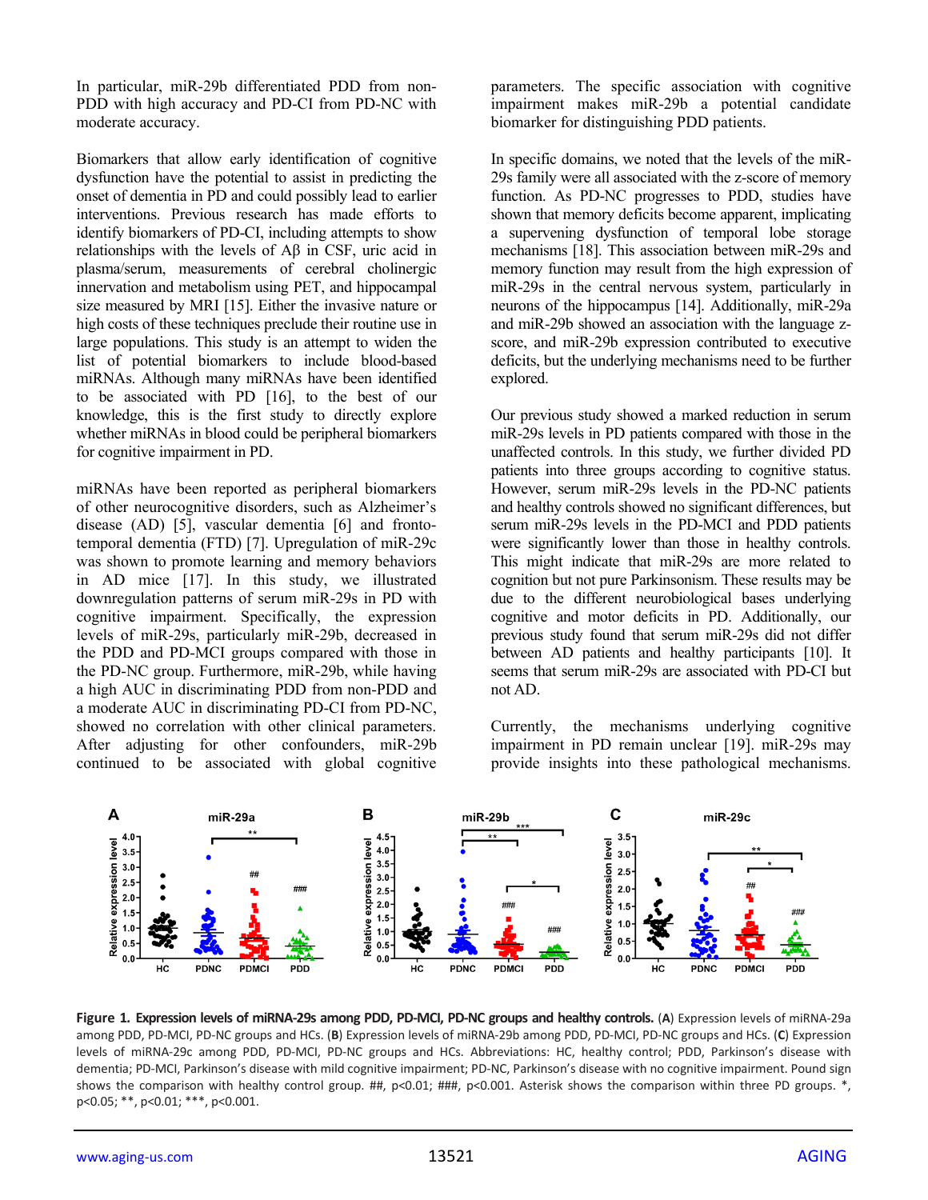In particular, miR-29b differentiated PDD from non-PDD with high accuracy and PD-CI from PD-NC with moderate accuracy.

Biomarkers that allow early identification of cognitive dysfunction have the potential to assist in predicting the onset of dementia in PD and could possibly lead to earlier interventions. Previous research has made efforts to identify biomarkers of PD-CI, including attempts to show relationships with the levels of Aβ in CSF, uric acid in plasma/serum, measurements of cerebral cholinergic innervation and metabolism using PET, and hippocampal size measured by MRI [15]. Either the invasive nature or high costs of these techniques preclude their routine use in large populations. This study is an attempt to widen the list of potential biomarkers to include blood-based miRNAs. Although many miRNAs have been identified to be associated with PD [16], to the best of our knowledge, this is the first study to directly explore whether miRNAs in blood could be peripheral biomarkers for cognitive impairment in PD.

miRNAs have been reported as peripheral biomarkers of other neurocognitive disorders, such as Alzheimer's disease (AD) [5], vascular dementia [6] and fronto-temporal dementia (FTD) [7]. Upregulation of miR-29c was shown to promote learning and memory behaviors in AD mice [17]. In this study, we illustrated downregulation patterns of serum miR-29s in PD with cognitive impairment. Specifically, the expression levels of miR-29s, particularly miR-29b, decreased in the PDD and PD-MCI groups compared with those in the PD-NC group. Furthermore, miR-29b, while having a high AUC in discriminating PDD from non-PDD and a moderate AUC in discriminating PD-CI from PD-NC, showed no correlation with other clinical parameters. After adjusting for other confounders, miR-29b continued to be associated with global cognitive parameters. The specific association with cognitive impairment makes miR-29b a potential candidate biomarker for distinguishing PDD patients.

In specific domains, we noted that the levels of the miR-29s family were all associated with the z-score of memory function. As PD-NC progresses to PDD, studies have shown that memory deficits become apparent, implicating a supervening dysfunction of temporal lobe storage mechanisms [18]. This association between miR-29s and memory function may result from the high expression of miR-29s in the central nervous system, particularly in neurons of the hippocampus [14]. Additionally, miR-29a and miR-29b showed an association with the language z-score, and miR-29b expression contributed to executive deficits, but the underlying mechanisms need to be further explored.

Our previous study showed a marked reduction in serum miR-29s levels in PD patients compared with those in the unaffected controls. In this study, we further divided PD patients into three groups according to cognitive status. However, serum miR-29s levels in the PD-NC patients and healthy controls showed no significant differences, but serum miR-29s levels in the PD-MCI and PDD patients were significantly lower than those in healthy controls. This might indicate that miR-29s are more related to cognition but not pure Parkinsonism. These results may be due to the different neurobiological bases underlying cognitive and motor deficits in PD. Additionally, our previous study found that serum miR-29s did not differ between AD patients and healthy participants [10]. It seems that serum miR-29s are associated with PD-CI but not AD.

Currently, the mechanisms underlying cognitive impairment in PD remain unclear [19]. miR-29s may provide insights into these pathological mechanisms.

**Figure 1. Expression levels of miRNA-29s among PDD, PD-MCI, PD-NC groups and healthy controls.** (**A**) Expression levels of miRNA-29a among PDD, PD-MCI, PD-NC groups and HCs. (**B**) Expression levels of miRNA-29b among PDD, PD-MCI, PD-NC groups and HCs. (**C**) Expression levels of miRNA-29c among PDD, PD-MCI, PD-NC groups and HCs. Abbreviations: HC, healthy control; PDD, Parkinson's disease with dementia; PD-MCI, Parkinson's disease with mild cognitive impairment; PD-NC, Parkinson's disease with no cognitive impairment. Pound sign shows the comparison with healthy control group. ##, p<0.01; ###, p<0.001. Asterisk shows the comparison within three PD groups. *, p<0.05; **, p<0.01; ***, p<0.001.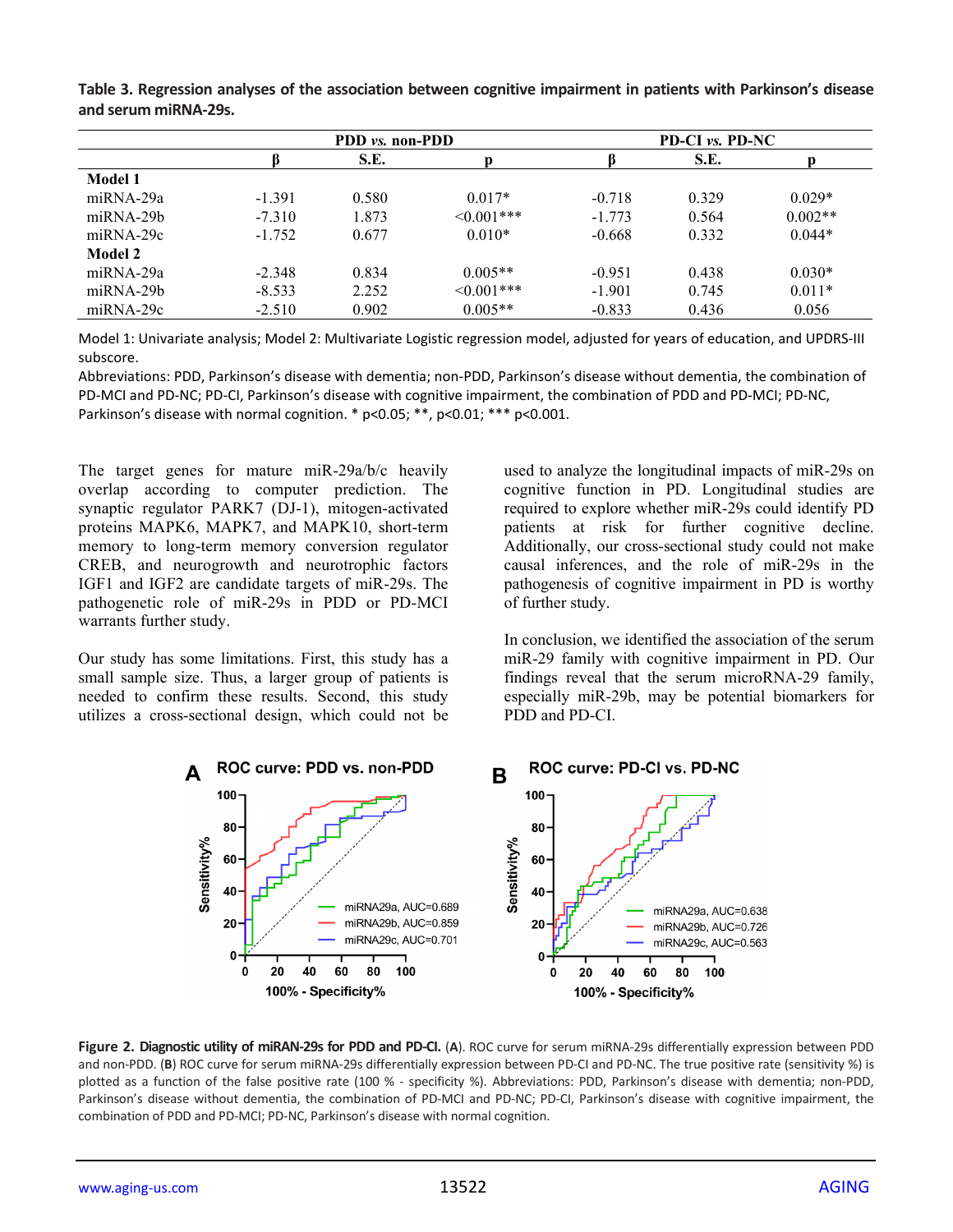**Table 3. Regression analyses of the association between cognitive impairment in patients with Parkinson's disease and serum miRNA-29s.**

| | PDD *vs.* non-PDD | | | PD-CI *vs.* PD-NC | | |
|---|---|---|---|---|---|---|
| | β | S.E. | p | β | S.E. | p |
| **Model 1** | | | | | | |
| miRNA-29a | -1.391 | 0.580 | 0.017* | -0.718 | 0.329 | 0.029* |
| miRNA-29b | -7.310 | 1.873 | <0.001*** | -1.773 | 0.564 | 0.002** |
| miRNA-29c | -1.752 | 0.677 | 0.010* | -0.668 | 0.332 | 0.044* |
| **Model 2** | | | | | | |
| miRNA-29a | -2.348 | 0.834 | 0.005** | -0.951 | 0.438 | 0.030* |
| miRNA-29b | -8.533 | 2.252 | <0.001*** | -1.901 | 0.745 | 0.011* |
| miRNA-29c | -2.510 | 0.902 | 0.005** | -0.833 | 0.436 | 0.056 |

Model 1: Univariate analysis; Model 2: Multivariate Logistic regression model, adjusted for years of education, and UPDRS-III subscore.

Abbreviations: PDD, Parkinson's disease with dementia; non-PDD, Parkinson's disease without dementia, the combination of PD-MCI and PD-NC; PD-CI, Parkinson's disease with cognitive impairment, the combination of PDD and PD-MCI; PD-NC, Parkinson's disease with normal cognition. * p<0.05; **, p<0.01; *** p<0.001.

The target genes for mature miR-29a/b/c heavily overlap according to computer prediction. The synaptic regulator PARK7 (DJ-1), mitogen-activated proteins MAPK6, MAPK7, and MAPK10, short-term memory to long-term memory conversion regulator CREB, and neurogrowth and neurotrophic factors IGF1 and IGF2 are candidate targets of miR-29s. The pathogenetic role of miR-29s in PDD or PD-MCI warrants further study.

Our study has some limitations. First, this study has a small sample size. Thus, a larger group of patients is needed to confirm these results. Second, this study utilizes a cross-sectional design, which could not be used to analyze the longitudinal impacts of miR-29s on cognitive function in PD. Longitudinal studies are required to explore whether miR-29s could identify PD patients at risk for further cognitive decline. Additionally, our cross-sectional study could not make causal inferences, and the role of miR-29s in the pathogenesis of cognitive impairment in PD is worthy of further study.

In conclusion, we identified the association of the serum miR-29 family with cognitive impairment in PD. Our findings reveal that the serum microRNA-29 family, especially miR-29b, may be potential biomarkers for PDD and PD-CI.

**Figure 2. Diagnostic utility of miRAN-29s for PDD and PD-CI.** (**A**). ROC curve for serum miRNA-29s differentially expression between PDD and non-PDD. (**B**) ROC curve for serum miRNA-29s differentially expression between PD-CI and PD-NC. The true positive rate (sensitivity %) is plotted as a function of the false positive rate (100 % - specificity %). Abbreviations: PDD, Parkinson's disease with dementia; non-PDD, Parkinson's disease without dementia, the combination of PD-MCI and PD-NC; PD-CI, Parkinson's disease with cognitive impairment, the combination of PDD and PD-MCI; PD-NC, Parkinson's disease with normal cognition.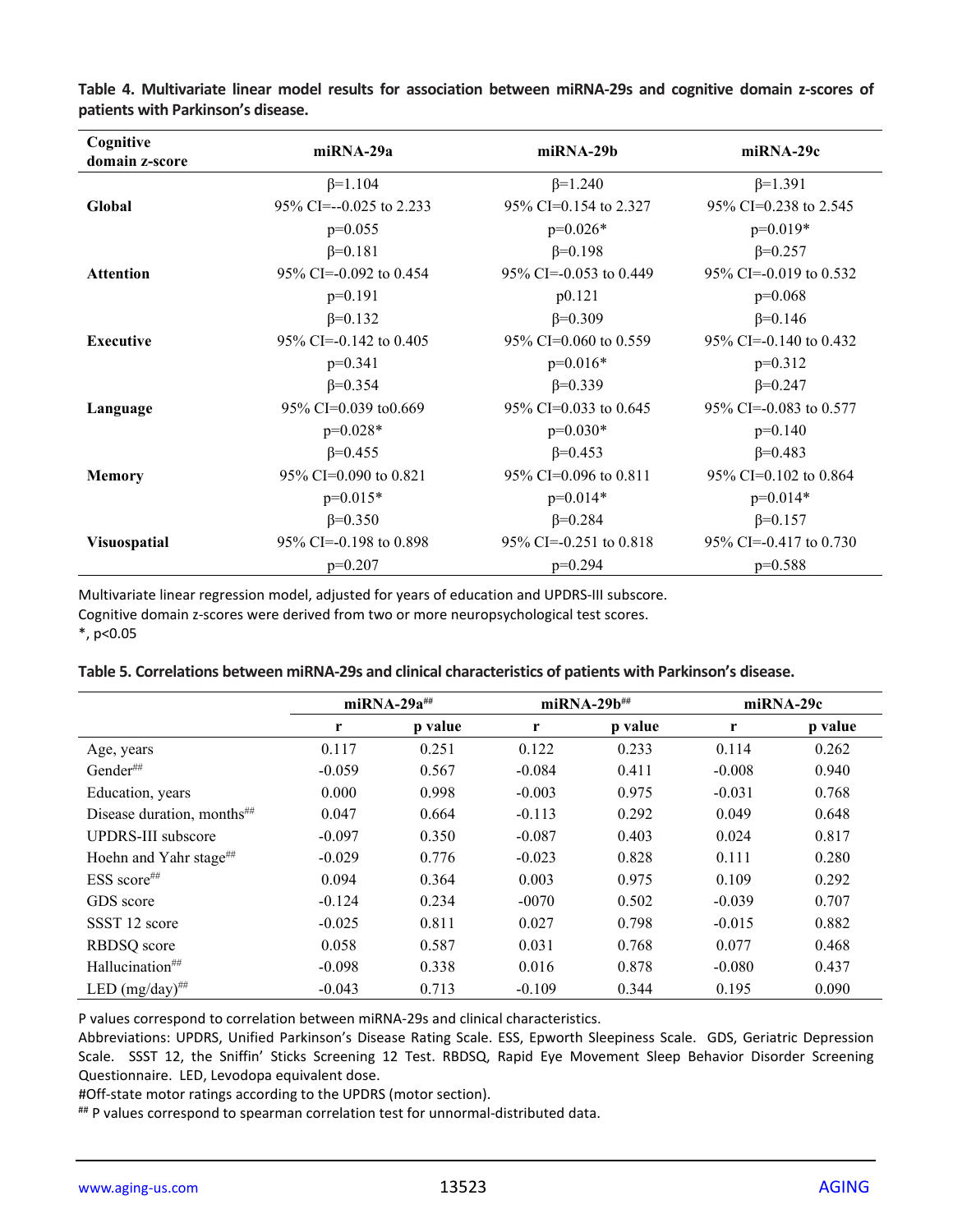**Table 4. Multivariate linear model results for association between miRNA-29s and cognitive domain z-scores of patients with Parkinson's disease.**

| Cognitive domain z-score | miRNA-29a | miRNA-29b | miRNA-29c |
|---|---|---|---|
| **Global** | β=1.104<br>95% CI=--0.025 to 2.233<br>p=0.055 | β=1.240<br>95% CI=0.154 to 2.327<br>p=0.026* | β=1.391<br>95% CI=0.238 to 2.545<br>p=0.019* |
| **Attention** | β=0.181<br>95% CI=-0.092 to 0.454<br>p=0.191 | β=0.198<br>95% CI=-0.053 to 0.449<br>p0.121 | β=0.257<br>95% CI=-0.019 to 0.532<br>p=0.068 |
| **Executive** | β=0.132<br>95% CI=-0.142 to 0.405<br>p=0.341 | β=0.309<br>95% CI=0.060 to 0.559<br>p=0.016* | β=0.146<br>95% CI=-0.140 to 0.432<br>p=0.312 |
| **Language** | β=0.354<br>95% CI=0.039 to0.669<br>p=0.028* | β=0.339<br>95% CI=0.033 to 0.645<br>p=0.030* | β=0.247<br>95% CI=-0.083 to 0.577<br>p=0.140 |
| **Memory** | β=0.455<br>95% CI=0.090 to 0.821<br>p=0.015* | β=0.453<br>95% CI=0.096 to 0.811<br>p=0.014* | β=0.483<br>95% CI=0.102 to 0.864<br>p=0.014* |
| **Visuospatial** | β=0.350<br>95% CI=-0.198 to 0.898<br>p=0.207 | β=0.284<br>95% CI=-0.251 to 0.818<br>p=0.294 | β=0.157<br>95% CI=-0.417 to 0.730<br>p=0.588 |

Multivariate linear regression model, adjusted for years of education and UPDRS-III subscore.
Cognitive domain z-scores were derived from two or more neuropsychological test scores.
*, p<0.05

**Table 5. Correlations between miRNA-29s and clinical characteristics of patients with Parkinson's disease.**

| | miRNA-29a## | | miRNA-29b## | | miRNA-29c | |
|---|---|---|---|---|---|---|
| | r | p value | r | p value | r | p value |
| Age, years | 0.117 | 0.251 | 0.122 | 0.233 | 0.114 | 0.262 |
| Gender## | -0.059 | 0.567 | -0.084 | 0.411 | -0.008 | 0.940 |
| Education, years | 0.000 | 0.998 | -0.003 | 0.975 | -0.031 | 0.768 |
| Disease duration, months## | 0.047 | 0.664 | -0.113 | 0.292 | 0.049 | 0.648 |
| UPDRS-III subscore | -0.097 | 0.350 | -0.087 | 0.403 | 0.024 | 0.817 |
| Hoehn and Yahr stage## | -0.029 | 0.776 | -0.023 | 0.828 | 0.111 | 0.280 |
| ESS score## | 0.094 | 0.364 | 0.003 | 0.975 | 0.109 | 0.292 |
| GDS score | -0.124 | 0.234 | -0070 | 0.502 | -0.039 | 0.707 |
| SSST 12 score | -0.025 | 0.811 | 0.027 | 0.798 | -0.015 | 0.882 |
| RBDSQ score | 0.058 | 0.587 | 0.031 | 0.768 | 0.077 | 0.468 |
| Hallucination## | -0.098 | 0.338 | 0.016 | 0.878 | -0.080 | 0.437 |
| LED (mg/day)## | -0.043 | 0.713 | -0.109 | 0.344 | 0.195 | 0.090 |

P values correspond to correlation between miRNA-29s and clinical characteristics.
Abbreviations: UPDRS, Unified Parkinson's Disease Rating Scale. ESS, Epworth Sleepiness Scale. GDS, Geriatric Depression Scale. SSST 12, the Sniffin' Sticks Screening 12 Test. RBDSQ, Rapid Eye Movement Sleep Behavior Disorder Screening Questionnaire. LED, Levodopa equivalent dose.
#Off-state motor ratings according to the UPDRS (motor section).
## P values correspond to spearman correlation test for unnormal-distributed data.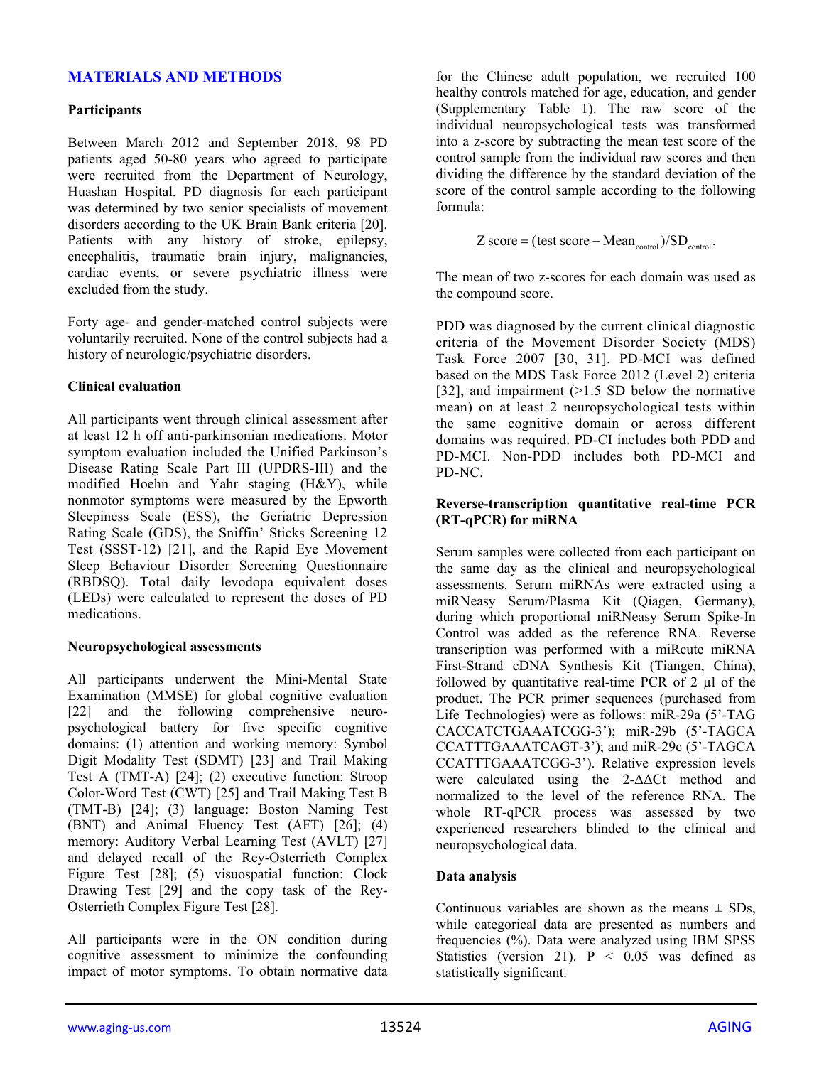## MATERIALS AND METHODS

### Participants

Between March 2012 and September 2018, 98 PD patients aged 50-80 years who agreed to participate were recruited from the Department of Neurology, Huashan Hospital. PD diagnosis for each participant was determined by two senior specialists of movement disorders according to the UK Brain Bank criteria [20]. Patients with any history of stroke, epilepsy, encephalitis, traumatic brain injury, malignancies, cardiac events, or severe psychiatric illness were excluded from the study.

Forty age- and gender-matched control subjects were voluntarily recruited. None of the control subjects had a history of neurologic/psychiatric disorders.

### Clinical evaluation

All participants went through clinical assessment after at least 12 h off anti-parkinsonian medications. Motor symptom evaluation included the Unified Parkinson's Disease Rating Scale Part III (UPDRS-III) and the modified Hoehn and Yahr staging (H&Y), while nonmotor symptoms were measured by the Epworth Sleepiness Scale (ESS), the Geriatric Depression Rating Scale (GDS), the Sniffin' Sticks Screening 12 Test (SSST-12) [21], and the Rapid Eye Movement Sleep Behaviour Disorder Screening Questionnaire (RBDSQ). Total daily levodopa equivalent doses (LEDs) were calculated to represent the doses of PD medications.

### Neuropsychological assessments

All participants underwent the Mini-Mental State Examination (MMSE) for global cognitive evaluation [22] and the following comprehensive neuropsychological battery for five specific cognitive domains: (1) attention and working memory: Symbol Digit Modality Test (SDMT) [23] and Trail Making Test A (TMT-A) [24]; (2) executive function: Stroop Color-Word Test (CWT) [25] and Trail Making Test B (TMT-B) [24]; (3) language: Boston Naming Test (BNT) and Animal Fluency Test (AFT) [26]; (4) memory: Auditory Verbal Learning Test (AVLT) [27] and delayed recall of the Rey-Osterrieth Complex Figure Test [28]; (5) visuospatial function: Clock Drawing Test [29] and the copy task of the Rey-Osterrieth Complex Figure Test [28].

All participants were in the ON condition during cognitive assessment to minimize the confounding impact of motor symptoms. To obtain normative data for the Chinese adult population, we recruited 100 healthy controls matched for age, education, and gender (Supplementary Table 1). The raw score of the individual neuropsychological tests was transformed into a z-score by subtracting the mean test score of the control sample from the individual raw scores and then dividing the difference by the standard deviation of the score of the control sample according to the following formula:

$$\text{Z score} = (\text{test score} - \text{Mean}_{\text{control}})/\text{SD}_{\text{control}}.$$

The mean of two z-scores for each domain was used as the compound score.

PDD was diagnosed by the current clinical diagnostic criteria of the Movement Disorder Society (MDS) Task Force 2007 [30, 31]. PD-MCI was defined based on the MDS Task Force 2012 (Level 2) criteria [32], and impairment (>1.5 SD below the normative mean) on at least 2 neuropsychological tests within the same cognitive domain or across different domains was required. PD-CI includes both PDD and PD-MCI. Non-PDD includes both PD-MCI and PD-NC.

### Reverse-transcription quantitative real-time PCR (RT-qPCR) for miRNA

Serum samples were collected from each participant on the same day as the clinical and neuropsychological assessments. Serum miRNAs were extracted using a miRNeasy Serum/Plasma Kit (Qiagen, Germany), during which proportional miRNeasy Serum Spike-In Control was added as the reference RNA. Reverse transcription was performed with a miRcute miRNA First-Strand cDNA Synthesis Kit (Tiangen, China), followed by quantitative real-time PCR of 2 μl of the product. The PCR primer sequences (purchased from Life Technologies) were as follows: miR-29a (5'-TAG CACCATCTGAAATCGG-3'); miR-29b (5'-TAGCA CCATTTGAAATCAGT-3'); and miR-29c (5'-TAGCA CCATTTGAAATCGG-3'). Relative expression levels were calculated using the 2-ΔΔCt method and normalized to the level of the reference RNA. The whole RT-qPCR process was assessed by two experienced researchers blinded to the clinical and neuropsychological data.

### Data analysis

Continuous variables are shown as the means ± SDs, while categorical data are presented as numbers and frequencies (%). Data were analyzed using IBM SPSS Statistics (version 21). $P < 0.05$ was defined as statistically significant.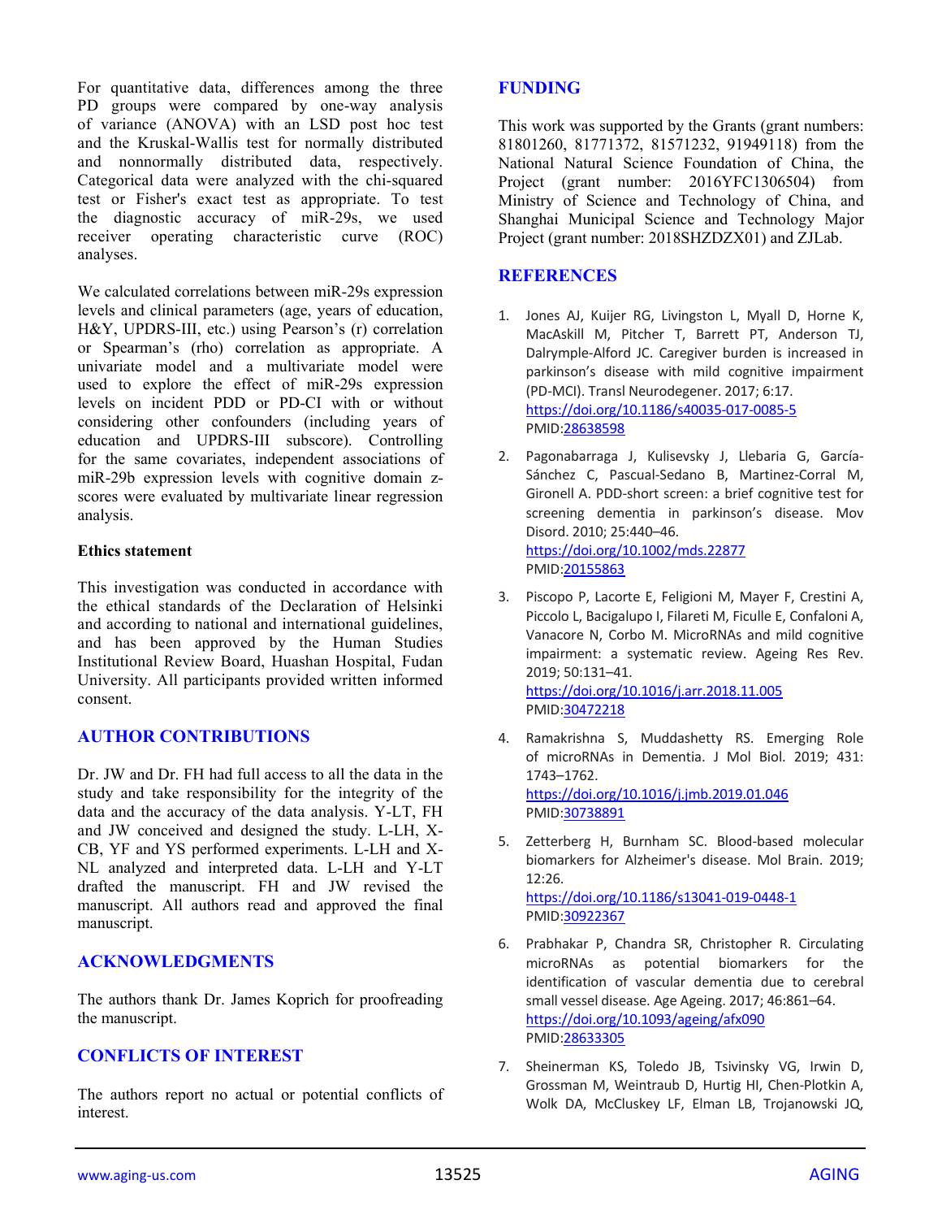For quantitative data, differences among the three PD groups were compared by one-way analysis of variance (ANOVA) with an LSD post hoc test and the Kruskal-Wallis test for normally distributed and nonnormally distributed data, respectively. Categorical data were analyzed with the chi-squared test or Fisher's exact test as appropriate. To test the diagnostic accuracy of miR-29s, we used receiver operating characteristic curve (ROC) analyses.

We calculated correlations between miR-29s expression levels and clinical parameters (age, years of education, H&Y, UPDRS-III, etc.) using Pearson's (r) correlation or Spearman's (rho) correlation as appropriate. A univariate model and a multivariate model were used to explore the effect of miR-29s expression levels on incident PDD or PD-CI with or without considering other confounders (including years of education and UPDRS-III subscore). Controlling for the same covariates, independent associations of miR-29b expression levels with cognitive domain z-scores were evaluated by multivariate linear regression analysis.

### Ethics statement

This investigation was conducted in accordance with the ethical standards of the Declaration of Helsinki and according to national and international guidelines, and has been approved by the Human Studies Institutional Review Board, Huashan Hospital, Fudan University. All participants provided written informed consent.

## AUTHOR CONTRIBUTIONS

Dr. JW and Dr. FH had full access to all the data in the study and take responsibility for the integrity of the data and the accuracy of the data analysis. Y-LT, FH and JW conceived and designed the study. L-LH, X-CB, YF and YS performed experiments. L-LH and X-NL analyzed and interpreted data. L-LH and Y-LT drafted the manuscript. FH and JW revised the manuscript. All authors read and approved the final manuscript.

## ACKNOWLEDGMENTS

The authors thank Dr. James Koprich for proofreading the manuscript.

## CONFLICTS OF INTEREST

The authors report no actual or potential conflicts of interest.

## FUNDING

This work was supported by the Grants (grant numbers: 81801260, 81771372, 81571232, 91949118) from the National Natural Science Foundation of China, the Project (grant number: 2016YFC1306504) from Ministry of Science and Technology of China, and Shanghai Municipal Science and Technology Major Project (grant number: 2018SHZDZX01) and ZJLab.

## REFERENCES

1. Jones AJ, Kuijer RG, Livingston L, Myall D, Horne K, MacAskill M, Pitcher T, Barrett PT, Anderson TJ, Dalrymple-Alford JC. Caregiver burden is increased in parkinson's disease with mild cognitive impairment (PD-MCI). Transl Neurodegener. 2017; 6:17. https://doi.org/10.1186/s40035-017-0085-5 PMID:28638598

2. Pagonabarraga J, Kulisevsky J, Llebaria G, García-Sánchez C, Pascual-Sedano B, Martinez-Corral M, Gironell A. PDD-short screen: a brief cognitive test for screening dementia in parkinson's disease. Mov Disord. 2010; 25:440–46. https://doi.org/10.1002/mds.22877 PMID:20155863

3. Piscopo P, Lacorte E, Feligioni M, Mayer F, Crestini A, Piccolo L, Bacigalupo I, Filareti M, Ficulle E, Confaloni A, Vanacore N, Corbo M. MicroRNAs and mild cognitive impairment: a systematic review. Ageing Res Rev. 2019; 50:131–41. https://doi.org/10.1016/j.arr.2018.11.005 PMID:30472218

4. Ramakrishna S, Muddashetty RS. Emerging Role of microRNAs in Dementia. J Mol Biol. 2019; 431: 1743–1762. https://doi.org/10.1016/j.jmb.2019.01.046 PMID:30738891

5. Zetterberg H, Burnham SC. Blood-based molecular biomarkers for Alzheimer's disease. Mol Brain. 2019; 12:26. https://doi.org/10.1186/s13041-019-0448-1 PMID:30922367

6. Prabhakar P, Chandra SR, Christopher R. Circulating microRNAs as potential biomarkers for the identification of vascular dementia due to cerebral small vessel disease. Age Ageing. 2017; 46:861–64. https://doi.org/10.1093/ageing/afx090 PMID:28633305

7. Sheinerman KS, Toledo JB, Tsivinsky VG, Irwin D, Grossman M, Weintraub D, Hurtig HI, Chen-Plotkin A, Wolk DA, McCluskey LF, Elman LB, Trojanowski JQ,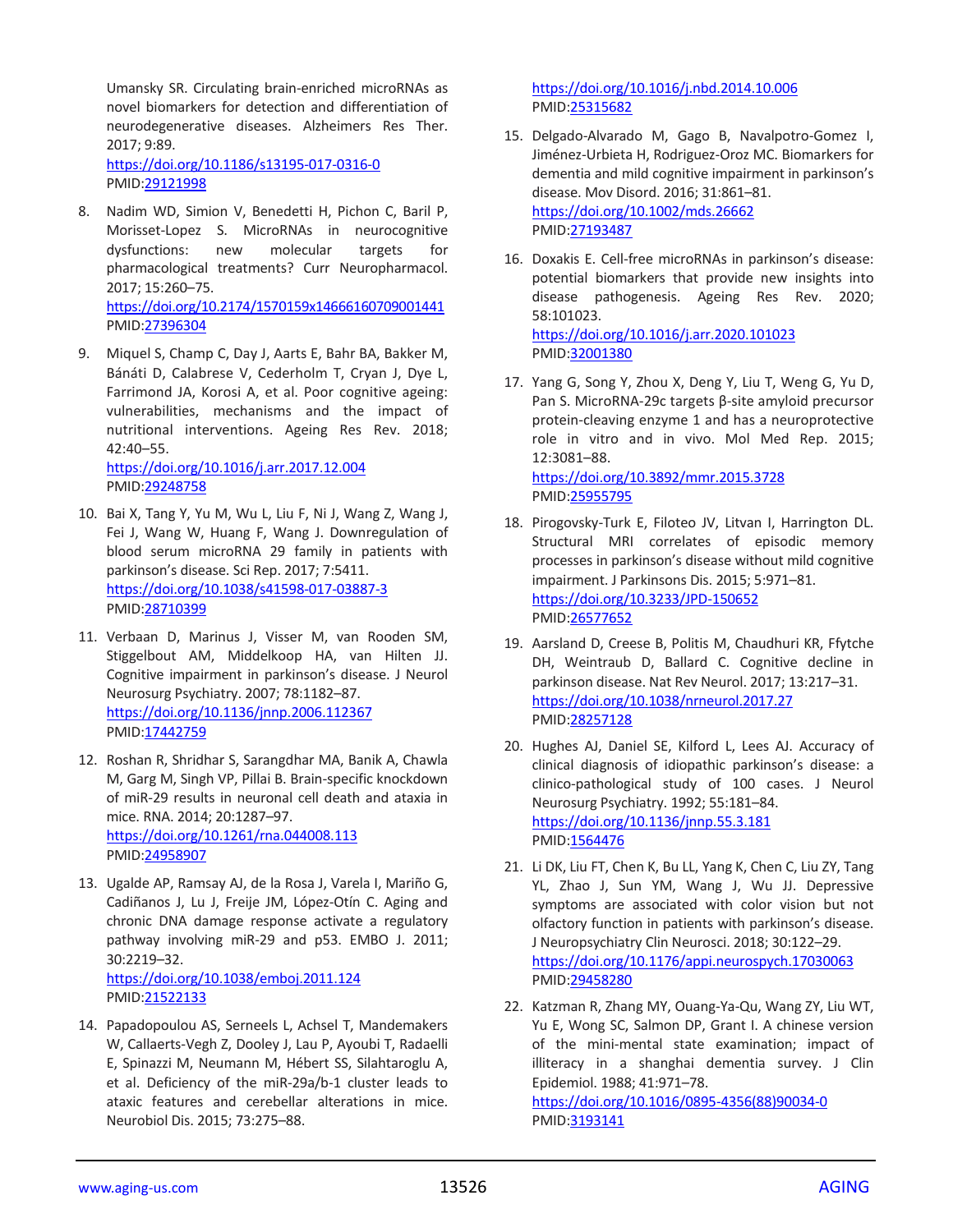Umansky SR. Circulating brain-enriched microRNAs as novel biomarkers for detection and differentiation of neurodegenerative diseases. Alzheimers Res Ther. 2017; 9:89.
https://doi.org/10.1186/s13195-017-0316-0
PMID:29121998

8. Nadim WD, Simion V, Benedetti H, Pichon C, Baril P, Morisset-Lopez S. MicroRNAs in neurocognitive dysfunctions: new molecular targets for pharmacological treatments? Curr Neuropharmacol. 2017; 15:260–75.
https://doi.org/10.2174/1570159x14666160709001441
PMID:27396304

9. Miquel S, Champ C, Day J, Aarts E, Bahr BA, Bakker M, Bánáti D, Calabrese V, Cederholm T, Cryan J, Dye L, Farrimond JA, Korosi A, et al. Poor cognitive ageing: vulnerabilities, mechanisms and the impact of nutritional interventions. Ageing Res Rev. 2018; 42:40–55.
https://doi.org/10.1016/j.arr.2017.12.004
PMID:29248758

10. Bai X, Tang Y, Yu M, Wu L, Liu F, Ni J, Wang Z, Wang J, Fei J, Wang W, Huang F, Wang J. Downregulation of blood serum microRNA 29 family in patients with parkinson's disease. Sci Rep. 2017; 7:5411.
https://doi.org/10.1038/s41598-017-03887-3
PMID:28710399

11. Verbaan D, Marinus J, Visser M, van Rooden SM, Stiggelbout AM, Middelkoop HA, van Hilten JJ. Cognitive impairment in parkinson's disease. J Neurol Neurosurg Psychiatry. 2007; 78:1182–87.
https://doi.org/10.1136/jnnp.2006.112367
PMID:17442759

12. Roshan R, Shridhar S, Sarangdhar MA, Banik A, Chawla M, Garg M, Singh VP, Pillai B. Brain-specific knockdown of miR-29 results in neuronal cell death and ataxia in mice. RNA. 2014; 20:1287–97.
https://doi.org/10.1261/rna.044008.113
PMID:24958907

13. Ugalde AP, Ramsay AJ, de la Rosa J, Varela I, Mariño G, Cadiñanos J, Lu J, Freije JM, López-Otín C. Aging and chronic DNA damage response activate a regulatory pathway involving miR-29 and p53. EMBO J. 2011; 30:2219–32.
https://doi.org/10.1038/emboj.2011.124
PMID:21522133

14. Papadopoulou AS, Serneels L, Achsel T, Mandemakers W, Callaerts-Vegh Z, Dooley J, Lau P, Ayoubi T, Radaelli E, Spinazzi M, Neumann M, Hébert SS, Silahtaroglu A, et al. Deficiency of the miR-29a/b-1 cluster leads to ataxic features and cerebellar alterations in mice. Neurobiol Dis. 2015; 73:275–88.
https://doi.org/10.1016/j.nbd.2014.10.006
PMID:25315682

15. Delgado-Alvarado M, Gago B, Navalpotro-Gomez I, Jiménez-Urbieta H, Rodriguez-Oroz MC. Biomarkers for dementia and mild cognitive impairment in parkinson's disease. Mov Disord. 2016; 31:861–81.
https://doi.org/10.1002/mds.26662
PMID:27193487

16. Doxakis E. Cell-free microRNAs in parkinson's disease: potential biomarkers that provide new insights into disease pathogenesis. Ageing Res Rev. 2020; 58:101023.
https://doi.org/10.1016/j.arr.2020.101023
PMID:32001380

17. Yang G, Song Y, Zhou X, Deng Y, Liu T, Weng G, Yu D, Pan S. MicroRNA-29c targets β-site amyloid precursor protein-cleaving enzyme 1 and has a neuroprotective role in vitro and in vivo. Mol Med Rep. 2015; 12:3081–88.
https://doi.org/10.3892/mmr.2015.3728
PMID:25955795

18. Pirogovsky-Turk E, Filoteo JV, Litvan I, Harrington DL. Structural MRI correlates of episodic memory processes in parkinson's disease without mild cognitive impairment. J Parkinsons Dis. 2015; 5:971–81.
https://doi.org/10.3233/JPD-150652
PMID:26577652

19. Aarsland D, Creese B, Politis M, Chaudhuri KR, Ffytche DH, Weintraub D, Ballard C. Cognitive decline in parkinson disease. Nat Rev Neurol. 2017; 13:217–31.
https://doi.org/10.1038/nrneurol.2017.27
PMID:28257128

20. Hughes AJ, Daniel SE, Kilford L, Lees AJ. Accuracy of clinical diagnosis of idiopathic parkinson's disease: a clinico-pathological study of 100 cases. J Neurol Neurosurg Psychiatry. 1992; 55:181–84.
https://doi.org/10.1136/jnnp.55.3.181
PMID:1564476

21. Li DK, Liu FT, Chen K, Bu LL, Yang K, Chen C, Liu ZY, Tang YL, Zhao J, Sun YM, Wang J, Wu JJ. Depressive symptoms are associated with color vision but not olfactory function in patients with parkinson's disease. J Neuropsychiatry Clin Neurosci. 2018; 30:122–29.
https://doi.org/10.1176/appi.neuropsych.17030063
PMID:29458280

22. Katzman R, Zhang MY, Ouang-Ya-Qu, Wang ZY, Liu WT, Yu E, Wong SC, Salmon DP, Grant I. A chinese version of the mini-mental state examination; impact of illiteracy in a shanghai dementia survey. J Clin Epidemiol. 1988; 41:971–78.
https://doi.org/10.1016/0895-4356(88)90034-0
PMID:3193141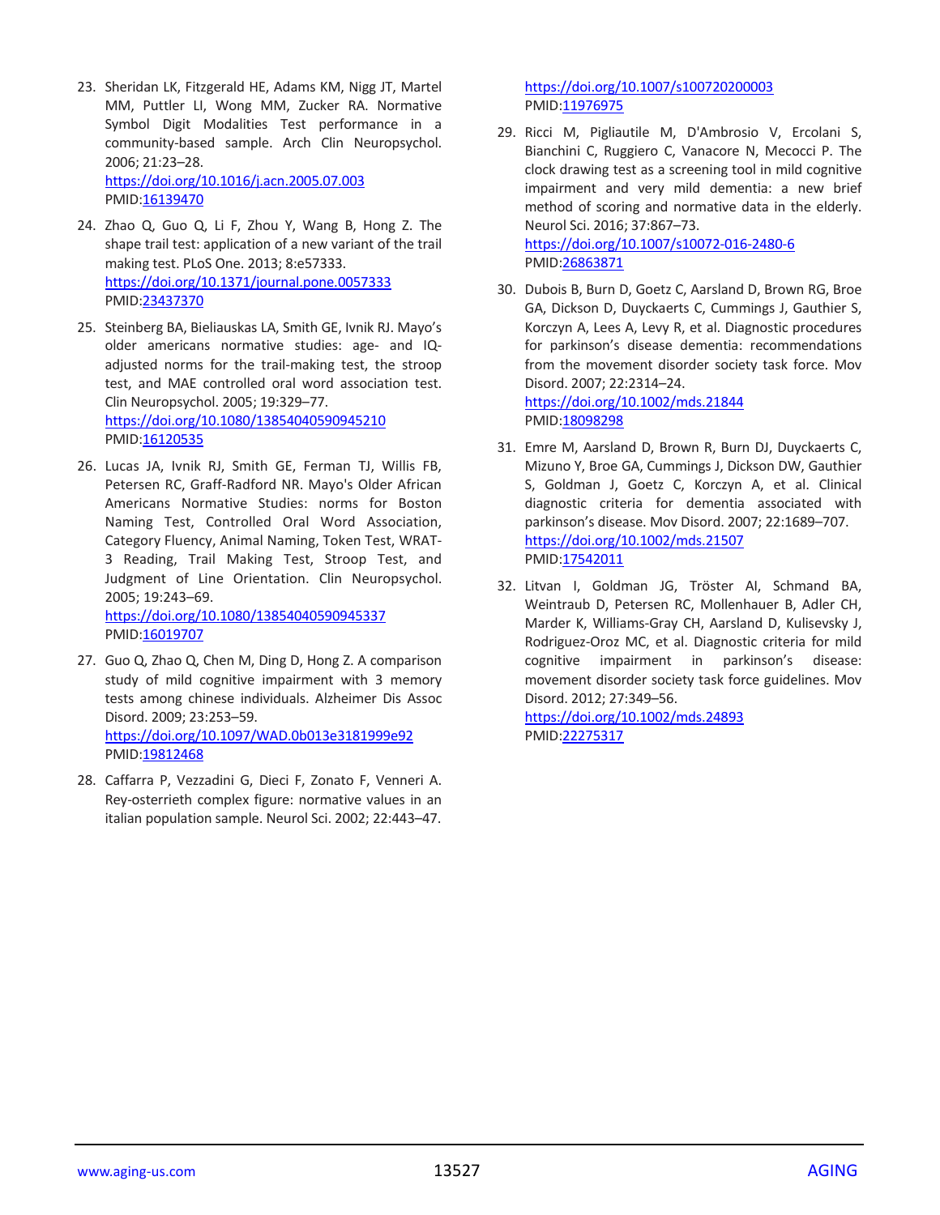23. Sheridan LK, Fitzgerald HE, Adams KM, Nigg JT, Martel MM, Puttler LI, Wong MM, Zucker RA. Normative Symbol Digit Modalities Test performance in a community-based sample. Arch Clin Neuropsychol. 2006; 21:23–28. https://doi.org/10.1016/j.acn.2005.07.003 PMID:16139470

24. Zhao Q, Guo Q, Li F, Zhou Y, Wang B, Hong Z. The shape trail test: application of a new variant of the trail making test. PLoS One. 2013; 8:e57333. https://doi.org/10.1371/journal.pone.0057333 PMID:23437370

25. Steinberg BA, Bieliauskas LA, Smith GE, Ivnik RJ. Mayo's older americans normative studies: age- and IQ-adjusted norms for the trail-making test, the stroop test, and MAE controlled oral word association test. Clin Neuropsychol. 2005; 19:329–77. https://doi.org/10.1080/13854040590945210 PMID:16120535

26. Lucas JA, Ivnik RJ, Smith GE, Ferman TJ, Willis FB, Petersen RC, Graff-Radford NR. Mayo's Older African Americans Normative Studies: norms for Boston Naming Test, Controlled Oral Word Association, Category Fluency, Animal Naming, Token Test, WRAT-3 Reading, Trail Making Test, Stroop Test, and Judgment of Line Orientation. Clin Neuropsychol. 2005; 19:243–69. https://doi.org/10.1080/13854040590945337 PMID:16019707

27. Guo Q, Zhao Q, Chen M, Ding D, Hong Z. A comparison study of mild cognitive impairment with 3 memory tests among chinese individuals. Alzheimer Dis Assoc Disord. 2009; 23:253–59. https://doi.org/10.1097/WAD.0b013e3181999e92 PMID:19812468

28. Caffarra P, Vezzadini G, Dieci F, Zonato F, Venneri A. Rey-osterrieth complex figure: normative values in an italian population sample. Neurol Sci. 2002; 22:443–47. https://doi.org/10.1007/s100720200003 PMID:11976975

29. Ricci M, Pigliautile M, D'Ambrosio V, Ercolani S, Bianchini C, Ruggiero C, Vanacore N, Mecocci P. The clock drawing test as a screening tool in mild cognitive impairment and very mild dementia: a new brief method of scoring and normative data in the elderly. Neurol Sci. 2016; 37:867–73. https://doi.org/10.1007/s10072-016-2480-6 PMID:26863871

30. Dubois B, Burn D, Goetz C, Aarsland D, Brown RG, Broe GA, Dickson D, Duyckaerts C, Cummings J, Gauthier S, Korczyn A, Lees A, Levy R, et al. Diagnostic procedures for parkinson's disease dementia: recommendations from the movement disorder society task force. Mov Disord. 2007; 22:2314–24. https://doi.org/10.1002/mds.21844 PMID:18098298

31. Emre M, Aarsland D, Brown R, Burn DJ, Duyckaerts C, Mizuno Y, Broe GA, Cummings J, Dickson DW, Gauthier S, Goldman J, Goetz C, Korczyn A, et al. Clinical diagnostic criteria for dementia associated with parkinson's disease. Mov Disord. 2007; 22:1689–707. https://doi.org/10.1002/mds.21507 PMID:17542011

32. Litvan I, Goldman JG, Tröster AI, Schmand BA, Weintraub D, Petersen RC, Mollenhauer B, Adler CH, Marder K, Williams-Gray CH, Aarsland D, Kulisevsky J, Rodriguez-Oroz MC, et al. Diagnostic criteria for mild cognitive impairment in parkinson's disease: movement disorder society task force guidelines. Mov Disord. 2012; 27:349–56. https://doi.org/10.1002/mds.24893 PMID:22275317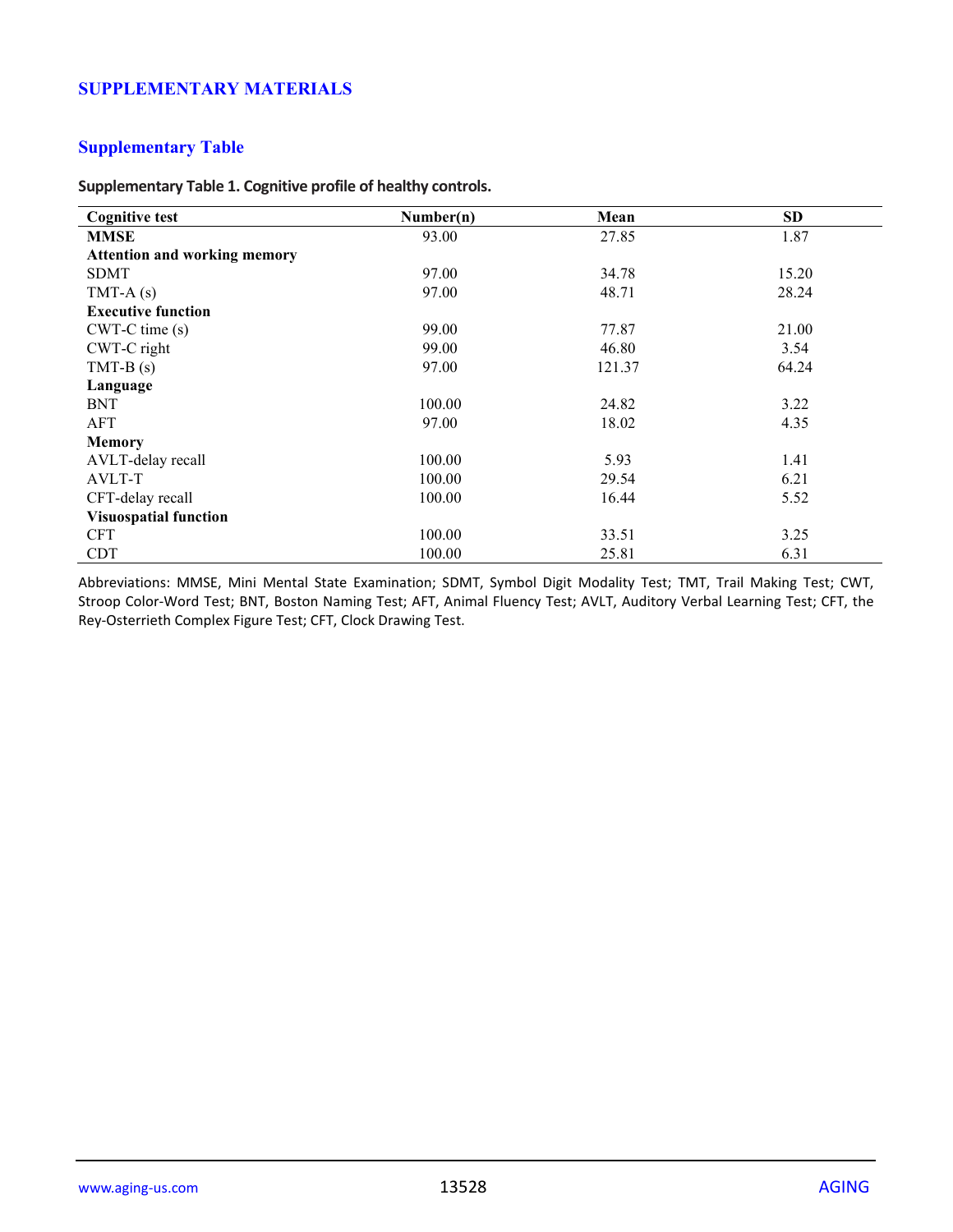## SUPPLEMENTARY MATERIALS

## Supplementary Table

**Supplementary Table 1. Cognitive profile of healthy controls.**

| Cognitive test | Number(n) | Mean | SD |
|---|---|---|---|
| **MMSE** | 93.00 | 27.85 | 1.87 |
| **Attention and working memory** | | | |
| SDMT | 97.00 | 34.78 | 15.20 |
| TMT-A (s) | 97.00 | 48.71 | 28.24 |
| **Executive function** | | | |
| CWT-C time (s) | 99.00 | 77.87 | 21.00 |
| CWT-C right | 99.00 | 46.80 | 3.54 |
| TMT-B (s) | 97.00 | 121.37 | 64.24 |
| **Language** | | | |
| BNT | 100.00 | 24.82 | 3.22 |
| AFT | 97.00 | 18.02 | 4.35 |
| **Memory** | | | |
| AVLT-delay recall | 100.00 | 5.93 | 1.41 |
| AVLT-T | 100.00 | 29.54 | 6.21 |
| CFT-delay recall | 100.00 | 16.44 | 5.52 |
| **Visuospatial function** | | | |
| CFT | 100.00 | 33.51 | 3.25 |
| CDT | 100.00 | 25.81 | 6.31 |

Abbreviations: MMSE, Mini Mental State Examination; SDMT, Symbol Digit Modality Test; TMT, Trail Making Test; CWT, Stroop Color-Word Test; BNT, Boston Naming Test; AFT, Animal Fluency Test; AVLT, Auditory Verbal Learning Test; CFT, the Rey-Osterrieth Complex Figure Test; CFT, Clock Drawing Test.